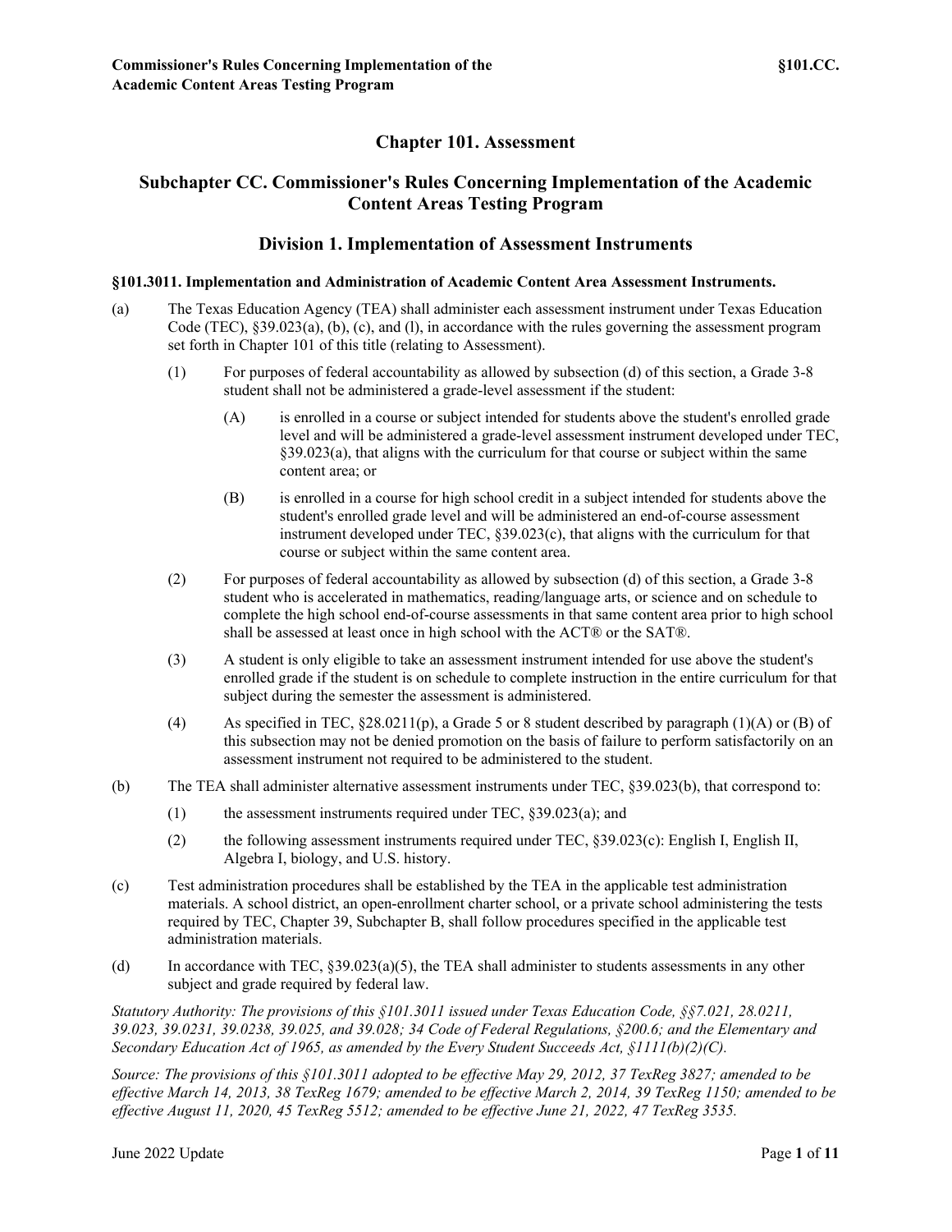# Chapter 101. Assessment

## Subchapter CC. Commissioner's Rules Concerning Implementation of the Academic Content Areas Testing Program

### Division 1. Implementation of Assessment Instruments

**§101.3011. Implementation and Administration of Academic Content Area Assessment Instruments.**

(a) The Texas Education Agency (TEA) shall administer each assessment instrument under Texas Education Code (TEC), §39.023(a), (b), (c), and (l), in accordance with the rules governing the assessment program set forth in Chapter 101 of this title (relating to Assessment).

(1) For purposes of federal accountability as allowed by subsection (d) of this section, a Grade 3-8 student shall not be administered a grade-level assessment if the student:

(A) is enrolled in a course or subject intended for students above the student's enrolled grade level and will be administered a grade-level assessment instrument developed under TEC, §39.023(a), that aligns with the curriculum for that course or subject within the same content area; or

(B) is enrolled in a course for high school credit in a subject intended for students above the student's enrolled grade level and will be administered an end-of-course assessment instrument developed under TEC, §39.023(c), that aligns with the curriculum for that course or subject within the same content area.

(2) For purposes of federal accountability as allowed by subsection (d) of this section, a Grade 3-8 student who is accelerated in mathematics, reading/language arts, or science and on schedule to complete the high school end-of-course assessments in that same content area prior to high school shall be assessed at least once in high school with the ACT® or the SAT®.

(3) A student is only eligible to take an assessment instrument intended for use above the student's enrolled grade if the student is on schedule to complete instruction in the entire curriculum for that subject during the semester the assessment is administered.

(4) As specified in TEC, §28.0211(p), a Grade 5 or 8 student described by paragraph (1)(A) or (B) of this subsection may not be denied promotion on the basis of failure to perform satisfactorily on an assessment instrument not required to be administered to the student.

(b) The TEA shall administer alternative assessment instruments under TEC, §39.023(b), that correspond to:

(1) the assessment instruments required under TEC, §39.023(a); and

(2) the following assessment instruments required under TEC, §39.023(c): English I, English II, Algebra I, biology, and U.S. history.

(c) Test administration procedures shall be established by the TEA in the applicable test administration materials. A school district, an open-enrollment charter school, or a private school administering the tests required by TEC, Chapter 39, Subchapter B, shall follow procedures specified in the applicable test administration materials.

(d) In accordance with TEC, §39.023(a)(5), the TEA shall administer to students assessments in any other subject and grade required by federal law.

*Statutory Authority: The provisions of this §101.3011 issued under Texas Education Code, §§7.021, 28.0211, 39.023, 39.0231, 39.0238, 39.025, and 39.028; 34 Code of Federal Regulations, §200.6; and the Elementary and Secondary Education Act of 1965, as amended by the Every Student Succeeds Act, §1111(b)(2)(C).*

*Source: The provisions of this §101.3011 adopted to be effective May 29, 2012, 37 TexReg 3827; amended to be effective March 14, 2013, 38 TexReg 1679; amended to be effective March 2, 2014, 39 TexReg 1150; amended to be effective August 11, 2020, 45 TexReg 5512; amended to be effective June 21, 2022, 47 TexReg 3535.*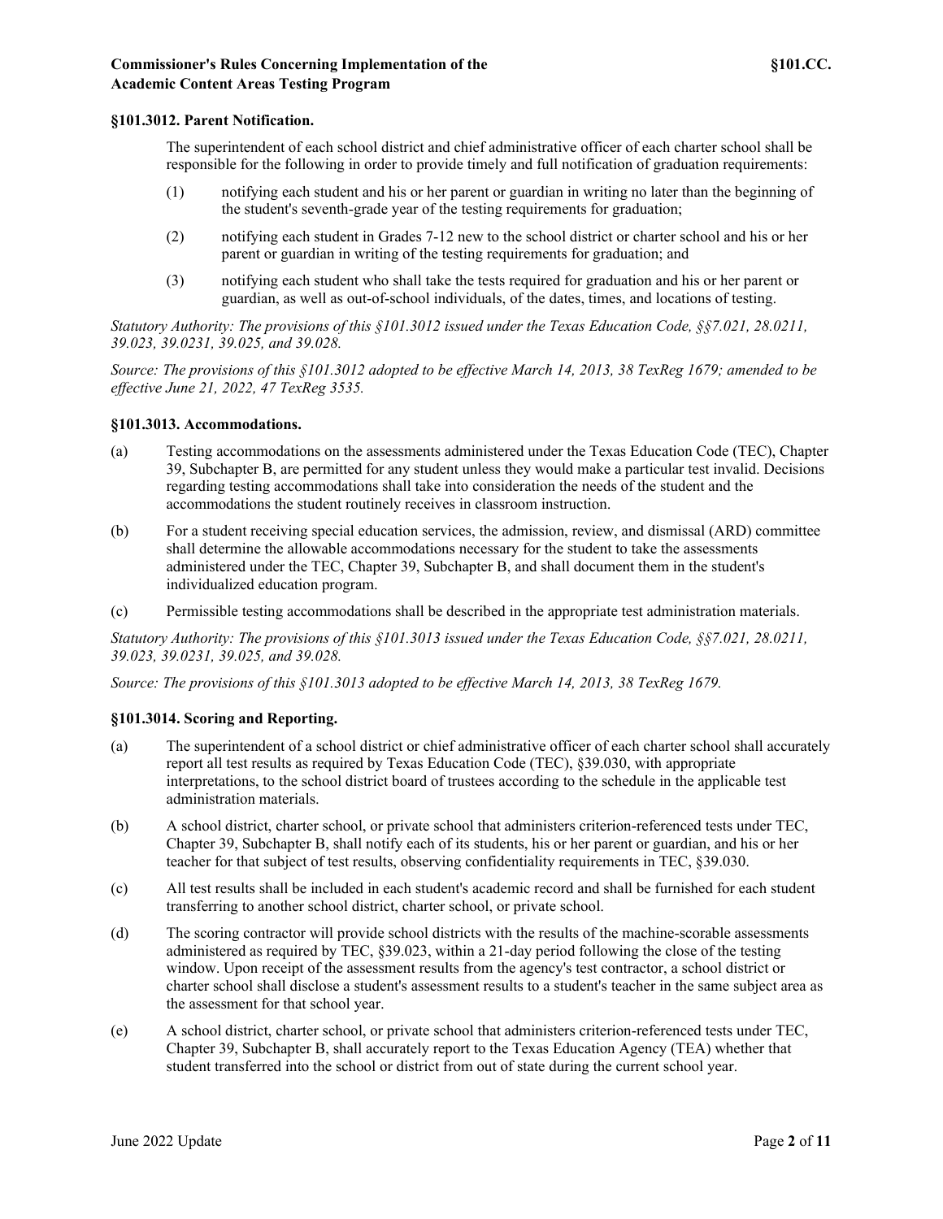### §101.3012. Parent Notification.

The superintendent of each school district and chief administrative officer of each charter school shall be responsible for the following in order to provide timely and full notification of graduation requirements:

(1) notifying each student and his or her parent or guardian in writing no later than the beginning of the student's seventh-grade year of the testing requirements for graduation;

(2) notifying each student in Grades 7-12 new to the school district or charter school and his or her parent or guardian in writing of the testing requirements for graduation; and

(3) notifying each student who shall take the tests required for graduation and his or her parent or guardian, as well as out-of-school individuals, of the dates, times, and locations of testing.

*Statutory Authority: The provisions of this §101.3012 issued under the Texas Education Code, §§7.021, 28.0211, 39.023, 39.0231, 39.025, and 39.028.*

*Source: The provisions of this §101.3012 adopted to be effective March 14, 2013, 38 TexReg 1679; amended to be effective June 21, 2022, 47 TexReg 3535.*

### §101.3013. Accommodations.

(a) Testing accommodations on the assessments administered under the Texas Education Code (TEC), Chapter 39, Subchapter B, are permitted for any student unless they would make a particular test invalid. Decisions regarding testing accommodations shall take into consideration the needs of the student and the accommodations the student routinely receives in classroom instruction.

(b) For a student receiving special education services, the admission, review, and dismissal (ARD) committee shall determine the allowable accommodations necessary for the student to take the assessments administered under the TEC, Chapter 39, Subchapter B, and shall document them in the student's individualized education program.

(c) Permissible testing accommodations shall be described in the appropriate test administration materials.

*Statutory Authority: The provisions of this §101.3013 issued under the Texas Education Code, §§7.021, 28.0211, 39.023, 39.0231, 39.025, and 39.028.*

*Source: The provisions of this §101.3013 adopted to be effective March 14, 2013, 38 TexReg 1679.*

### §101.3014. Scoring and Reporting.

(a) The superintendent of a school district or chief administrative officer of each charter school shall accurately report all test results as required by Texas Education Code (TEC), §39.030, with appropriate interpretations, to the school district board of trustees according to the schedule in the applicable test administration materials.

(b) A school district, charter school, or private school that administers criterion-referenced tests under TEC, Chapter 39, Subchapter B, shall notify each of its students, his or her parent or guardian, and his or her teacher for that subject of test results, observing confidentiality requirements in TEC, §39.030.

(c) All test results shall be included in each student's academic record and shall be furnished for each student transferring to another school district, charter school, or private school.

(d) The scoring contractor will provide school districts with the results of the machine-scorable assessments administered as required by TEC, §39.023, within a 21-day period following the close of the testing window. Upon receipt of the assessment results from the agency's test contractor, a school district or charter school shall disclose a student's assessment results to a student's teacher in the same subject area as the assessment for that school year.

(e) A school district, charter school, or private school that administers criterion-referenced tests under TEC, Chapter 39, Subchapter B, shall accurately report to the Texas Education Agency (TEA) whether that student transferred into the school or district from out of state during the current school year.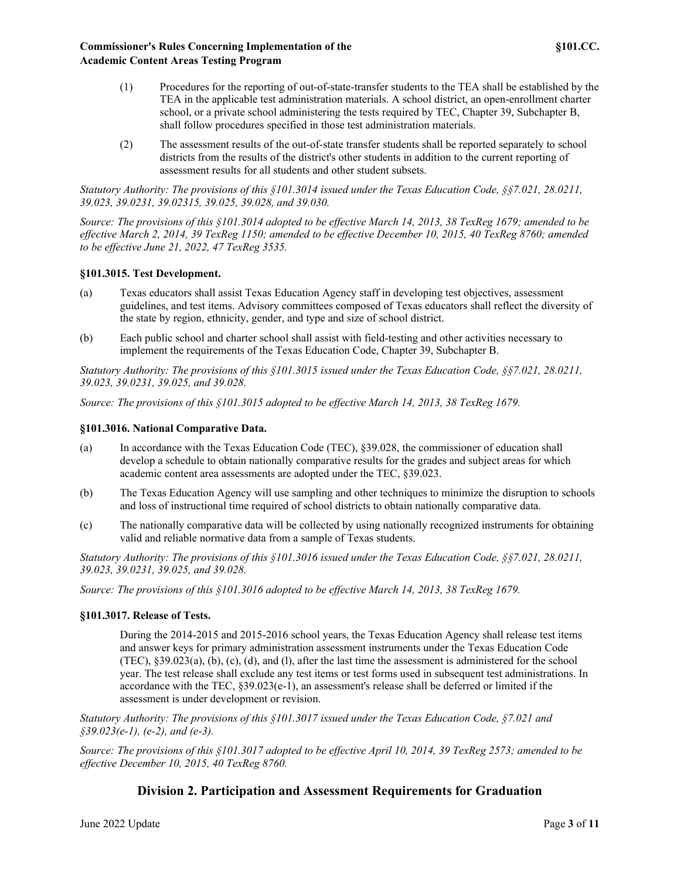(1) Procedures for the reporting of out-of-state-transfer students to the TEA shall be established by the TEA in the applicable test administration materials. A school district, an open-enrollment charter school, or a private school administering the tests required by TEC, Chapter 39, Subchapter B, shall follow procedures specified in those test administration materials.

(2) The assessment results of the out-of-state transfer students shall be reported separately to school districts from the results of the district's other students in addition to the current reporting of assessment results for all students and other student subsets.

*Statutory Authority: The provisions of this §101.3014 issued under the Texas Education Code, §§7.021, 28.0211, 39.023, 39.0231, 39.02315, 39.025, 39.028, and 39.030.*

*Source: The provisions of this §101.3014 adopted to be effective March 14, 2013, 38 TexReg 1679; amended to be effective March 2, 2014, 39 TexReg 1150; amended to be effective December 10, 2015, 40 TexReg 8760; amended to be effective June 21, 2022, 47 TexReg 3535.*

#### §101.3015. Test Development.

(a) Texas educators shall assist Texas Education Agency staff in developing test objectives, assessment guidelines, and test items. Advisory committees composed of Texas educators shall reflect the diversity of the state by region, ethnicity, gender, and type and size of school district.

(b) Each public school and charter school shall assist with field-testing and other activities necessary to implement the requirements of the Texas Education Code, Chapter 39, Subchapter B.

*Statutory Authority: The provisions of this §101.3015 issued under the Texas Education Code, §§7.021, 28.0211, 39.023, 39.0231, 39.025, and 39.028.*

*Source: The provisions of this §101.3015 adopted to be effective March 14, 2013, 38 TexReg 1679.*

#### §101.3016. National Comparative Data.

(a) In accordance with the Texas Education Code (TEC), §39.028, the commissioner of education shall develop a schedule to obtain nationally comparative results for the grades and subject areas for which academic content area assessments are adopted under the TEC, §39.023.

(b) The Texas Education Agency will use sampling and other techniques to minimize the disruption to schools and loss of instructional time required of school districts to obtain nationally comparative data.

(c) The nationally comparative data will be collected by using nationally recognized instruments for obtaining valid and reliable normative data from a sample of Texas students.

*Statutory Authority: The provisions of this §101.3016 issued under the Texas Education Code, §§7.021, 28.0211, 39.023, 39.0231, 39.025, and 39.028.*

*Source: The provisions of this §101.3016 adopted to be effective March 14, 2013, 38 TexReg 1679.*

#### §101.3017. Release of Tests.

During the 2014-2015 and 2015-2016 school years, the Texas Education Agency shall release test items and answer keys for primary administration assessment instruments under the Texas Education Code (TEC), §39.023(a), (b), (c), (d), and (l), after the last time the assessment is administered for the school year. The test release shall exclude any test items or test forms used in subsequent test administrations. In accordance with the TEC, §39.023(e-1), an assessment's release shall be deferred or limited if the assessment is under development or revision.

*Statutory Authority: The provisions of this §101.3017 issued under the Texas Education Code, §7.021 and §39.023(e-1), (e-2), and (e-3).*

*Source: The provisions of this §101.3017 adopted to be effective April 10, 2014, 39 TexReg 2573; amended to be effective December 10, 2015, 40 TexReg 8760.*

## Division 2. Participation and Assessment Requirements for Graduation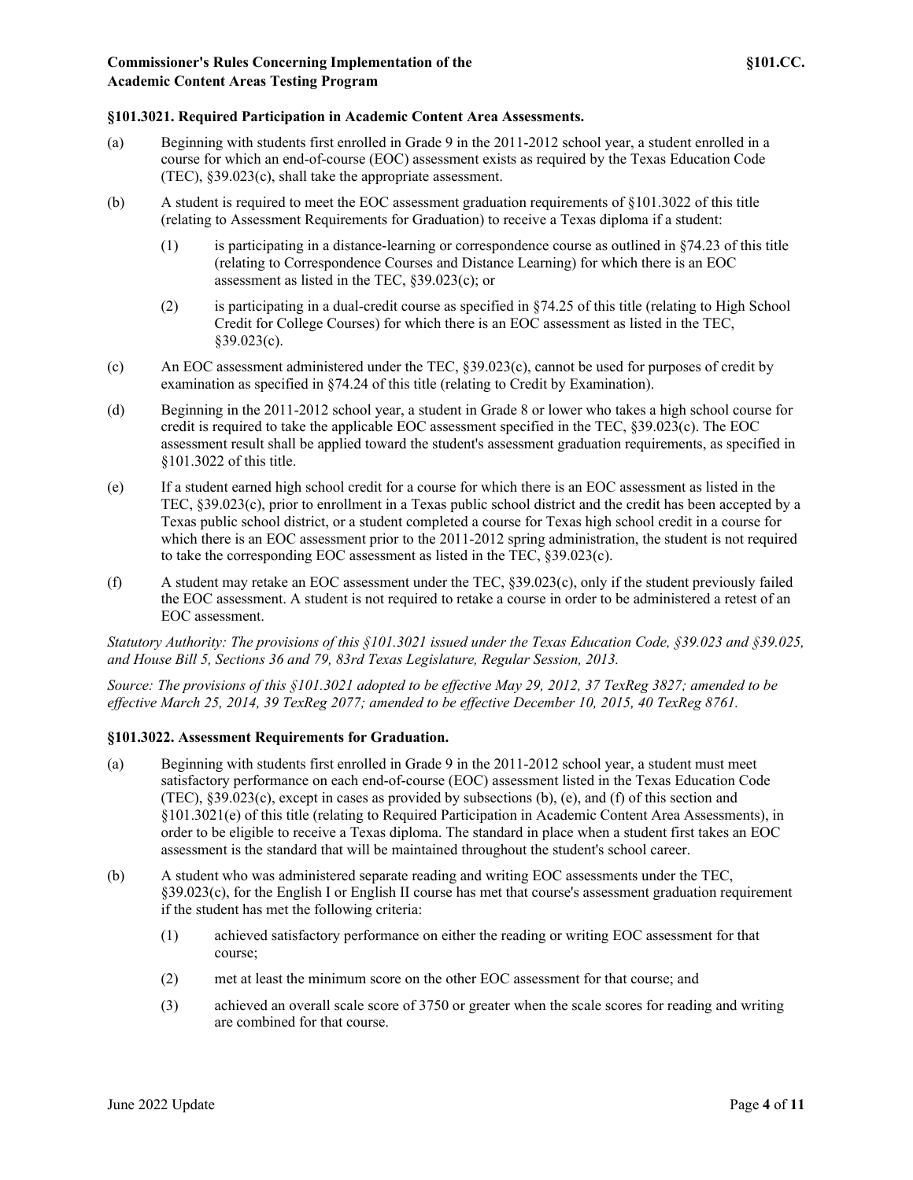### §101.3021. Required Participation in Academic Content Area Assessments.

(a) Beginning with students first enrolled in Grade 9 in the 2011-2012 school year, a student enrolled in a course for which an end-of-course (EOC) assessment exists as required by the Texas Education Code (TEC), §39.023(c), shall take the appropriate assessment.

(b) A student is required to meet the EOC assessment graduation requirements of §101.3022 of this title (relating to Assessment Requirements for Graduation) to receive a Texas diploma if a student:

 (1) is participating in a distance-learning or correspondence course as outlined in §74.23 of this title (relating to Correspondence Courses and Distance Learning) for which there is an EOC assessment as listed in the TEC, §39.023(c); or

 (2) is participating in a dual-credit course as specified in §74.25 of this title (relating to High School Credit for College Courses) for which there is an EOC assessment as listed in the TEC, §39.023(c).

(c) An EOC assessment administered under the TEC, §39.023(c), cannot be used for purposes of credit by examination as specified in §74.24 of this title (relating to Credit by Examination).

(d) Beginning in the 2011-2012 school year, a student in Grade 8 or lower who takes a high school course for credit is required to take the applicable EOC assessment specified in the TEC, §39.023(c). The EOC assessment result shall be applied toward the student's assessment graduation requirements, as specified in §101.3022 of this title.

(e) If a student earned high school credit for a course for which there is an EOC assessment as listed in the TEC, §39.023(c), prior to enrollment in a Texas public school district and the credit has been accepted by a Texas public school district, or a student completed a course for Texas high school credit in a course for which there is an EOC assessment prior to the 2011-2012 spring administration, the student is not required to take the corresponding EOC assessment as listed in the TEC, §39.023(c).

(f) A student may retake an EOC assessment under the TEC, §39.023(c), only if the student previously failed the EOC assessment. A student is not required to retake a course in order to be administered a retest of an EOC assessment.

*Statutory Authority: The provisions of this §101.3021 issued under the Texas Education Code, §39.023 and §39.025, and House Bill 5, Sections 36 and 79, 83rd Texas Legislature, Regular Session, 2013.*

*Source: The provisions of this §101.3021 adopted to be effective May 29, 2012, 37 TexReg 3827; amended to be effective March 25, 2014, 39 TexReg 2077; amended to be effective December 10, 2015, 40 TexReg 8761.*

### §101.3022. Assessment Requirements for Graduation.

(a) Beginning with students first enrolled in Grade 9 in the 2011-2012 school year, a student must meet satisfactory performance on each end-of-course (EOC) assessment listed in the Texas Education Code (TEC), §39.023(c), except in cases as provided by subsections (b), (e), and (f) of this section and §101.3021(e) of this title (relating to Required Participation in Academic Content Area Assessments), in order to be eligible to receive a Texas diploma. The standard in place when a student first takes an EOC assessment is the standard that will be maintained throughout the student's school career.

(b) A student who was administered separate reading and writing EOC assessments under the TEC, §39.023(c), for the English I or English II course has met that course's assessment graduation requirement if the student has met the following criteria:

 (1) achieved satisfactory performance on either the reading or writing EOC assessment for that course;

 (2) met at least the minimum score on the other EOC assessment for that course; and

 (3) achieved an overall scale score of 3750 or greater when the scale scores for reading and writing are combined for that course.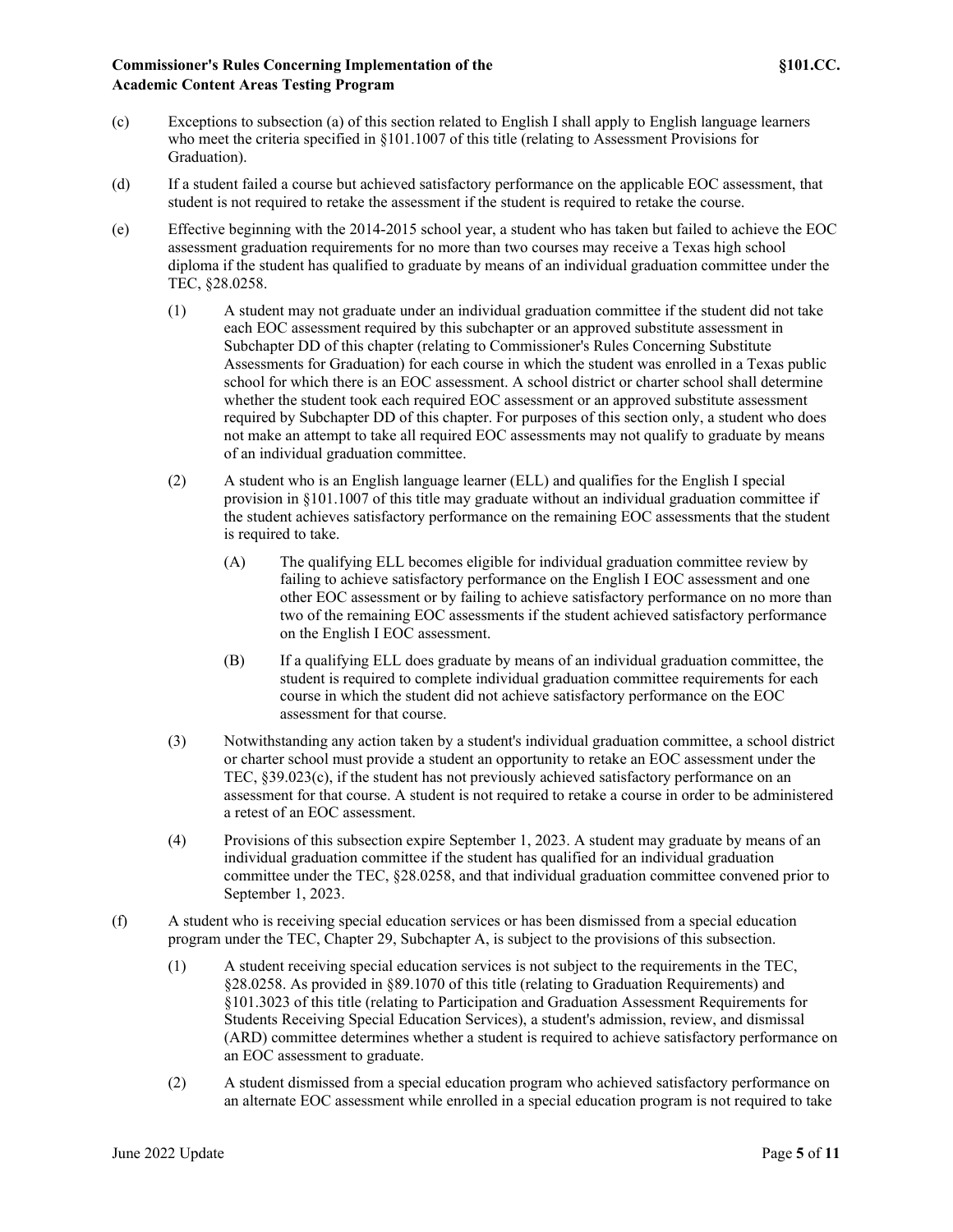(c) Exceptions to subsection (a) of this section related to English I shall apply to English language learners who meet the criteria specified in §101.1007 of this title (relating to Assessment Provisions for Graduation).

(d) If a student failed a course but achieved satisfactory performance on the applicable EOC assessment, that student is not required to retake the assessment if the student is required to retake the course.

(e) Effective beginning with the 2014-2015 school year, a student who has taken but failed to achieve the EOC assessment graduation requirements for no more than two courses may receive a Texas high school diploma if the student has qualified to graduate by means of an individual graduation committee under the TEC, §28.0258.

(1) A student may not graduate under an individual graduation committee if the student did not take each EOC assessment required by this subchapter or an approved substitute assessment in Subchapter DD of this chapter (relating to Commissioner's Rules Concerning Substitute Assessments for Graduation) for each course in which the student was enrolled in a Texas public school for which there is an EOC assessment. A school district or charter school shall determine whether the student took each required EOC assessment or an approved substitute assessment required by Subchapter DD of this chapter. For purposes of this section only, a student who does not make an attempt to take all required EOC assessments may not qualify to graduate by means of an individual graduation committee.

(2) A student who is an English language learner (ELL) and qualifies for the English I special provision in §101.1007 of this title may graduate without an individual graduation committee if the student achieves satisfactory performance on the remaining EOC assessments that the student is required to take.

(A) The qualifying ELL becomes eligible for individual graduation committee review by failing to achieve satisfactory performance on the English I EOC assessment and one other EOC assessment or by failing to achieve satisfactory performance on no more than two of the remaining EOC assessments if the student achieved satisfactory performance on the English I EOC assessment.

(B) If a qualifying ELL does graduate by means of an individual graduation committee, the student is required to complete individual graduation committee requirements for each course in which the student did not achieve satisfactory performance on the EOC assessment for that course.

(3) Notwithstanding any action taken by a student's individual graduation committee, a school district or charter school must provide a student an opportunity to retake an EOC assessment under the TEC, §39.023(c), if the student has not previously achieved satisfactory performance on an assessment for that course. A student is not required to retake a course in order to be administered a retest of an EOC assessment.

(4) Provisions of this subsection expire September 1, 2023. A student may graduate by means of an individual graduation committee if the student has qualified for an individual graduation committee under the TEC, §28.0258, and that individual graduation committee convened prior to September 1, 2023.

(f) A student who is receiving special education services or has been dismissed from a special education program under the TEC, Chapter 29, Subchapter A, is subject to the provisions of this subsection.

(1) A student receiving special education services is not subject to the requirements in the TEC, §28.0258. As provided in §89.1070 of this title (relating to Graduation Requirements) and §101.3023 of this title (relating to Participation and Graduation Assessment Requirements for Students Receiving Special Education Services), a student's admission, review, and dismissal (ARD) committee determines whether a student is required to achieve satisfactory performance on an EOC assessment to graduate.

(2) A student dismissed from a special education program who achieved satisfactory performance on an alternate EOC assessment while enrolled in a special education program is not required to take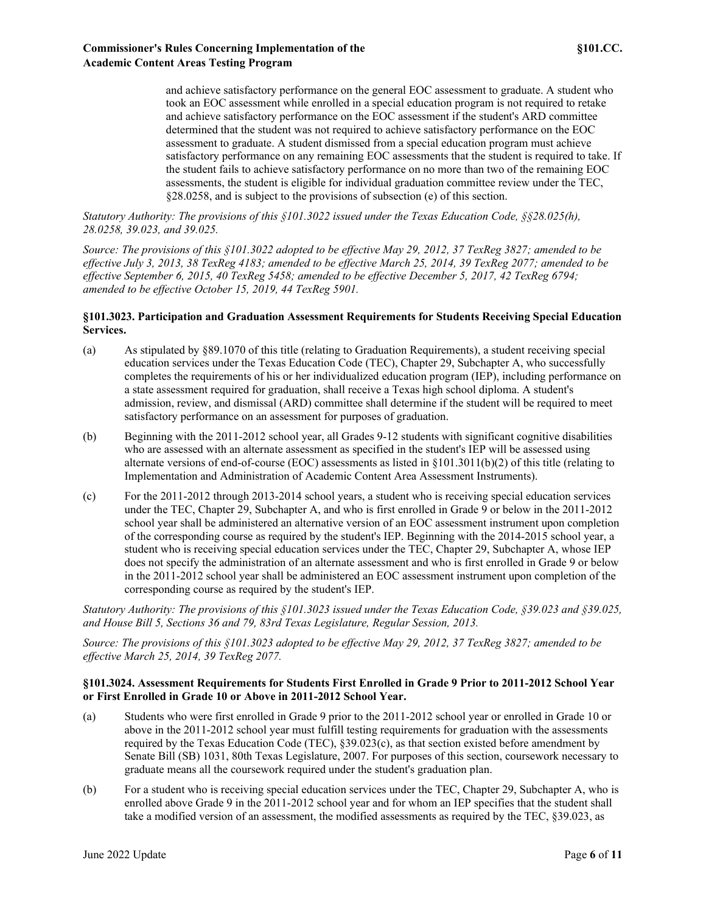and achieve satisfactory performance on the general EOC assessment to graduate. A student who took an EOC assessment while enrolled in a special education program is not required to retake and achieve satisfactory performance on the EOC assessment if the student's ARD committee determined that the student was not required to achieve satisfactory performance on the EOC assessment to graduate. A student dismissed from a special education program must achieve satisfactory performance on any remaining EOC assessments that the student is required to take. If the student fails to achieve satisfactory performance on no more than two of the remaining EOC assessments, the student is eligible for individual graduation committee review under the TEC, §28.0258, and is subject to the provisions of subsection (e) of this section.

*Statutory Authority: The provisions of this §101.3022 issued under the Texas Education Code, §§28.025(h), 28.0258, 39.023, and 39.025.*

*Source: The provisions of this §101.3022 adopted to be effective May 29, 2012, 37 TexReg 3827; amended to be effective July 3, 2013, 38 TexReg 4183; amended to be effective March 25, 2014, 39 TexReg 2077; amended to be effective September 6, 2015, 40 TexReg 5458; amended to be effective December 5, 2017, 42 TexReg 6794; amended to be effective October 15, 2019, 44 TexReg 5901.*

**§101.3023. Participation and Graduation Assessment Requirements for Students Receiving Special Education Services.**

(a) As stipulated by §89.1070 of this title (relating to Graduation Requirements), a student receiving special education services under the Texas Education Code (TEC), Chapter 29, Subchapter A, who successfully completes the requirements of his or her individualized education program (IEP), including performance on a state assessment required for graduation, shall receive a Texas high school diploma. A student's admission, review, and dismissal (ARD) committee shall determine if the student will be required to meet satisfactory performance on an assessment for purposes of graduation.

(b) Beginning with the 2011-2012 school year, all Grades 9-12 students with significant cognitive disabilities who are assessed with an alternate assessment as specified in the student's IEP will be assessed using alternate versions of end-of-course (EOC) assessments as listed in §101.3011(b)(2) of this title (relating to Implementation and Administration of Academic Content Area Assessment Instruments).

(c) For the 2011-2012 through 2013-2014 school years, a student who is receiving special education services under the TEC, Chapter 29, Subchapter A, and who is first enrolled in Grade 9 or below in the 2011-2012 school year shall be administered an alternative version of an EOC assessment instrument upon completion of the corresponding course as required by the student's IEP. Beginning with the 2014-2015 school year, a student who is receiving special education services under the TEC, Chapter 29, Subchapter A, whose IEP does not specify the administration of an alternate assessment and who is first enrolled in Grade 9 or below in the 2011-2012 school year shall be administered an EOC assessment instrument upon completion of the corresponding course as required by the student's IEP.

*Statutory Authority: The provisions of this §101.3023 issued under the Texas Education Code, §39.023 and §39.025, and House Bill 5, Sections 36 and 79, 83rd Texas Legislature, Regular Session, 2013.*

*Source: The provisions of this §101.3023 adopted to be effective May 29, 2012, 37 TexReg 3827; amended to be effective March 25, 2014, 39 TexReg 2077.*

**§101.3024. Assessment Requirements for Students First Enrolled in Grade 9 Prior to 2011-2012 School Year or First Enrolled in Grade 10 or Above in 2011-2012 School Year.**

(a) Students who were first enrolled in Grade 9 prior to the 2011-2012 school year or enrolled in Grade 10 or above in the 2011-2012 school year must fulfill testing requirements for graduation with the assessments required by the Texas Education Code (TEC), §39.023(c), as that section existed before amendment by Senate Bill (SB) 1031, 80th Texas Legislature, 2007. For purposes of this section, coursework necessary to graduate means all the coursework required under the student's graduation plan.

(b) For a student who is receiving special education services under the TEC, Chapter 29, Subchapter A, who is enrolled above Grade 9 in the 2011-2012 school year and for whom an IEP specifies that the student shall take a modified version of an assessment, the modified assessments as required by the TEC, §39.023, as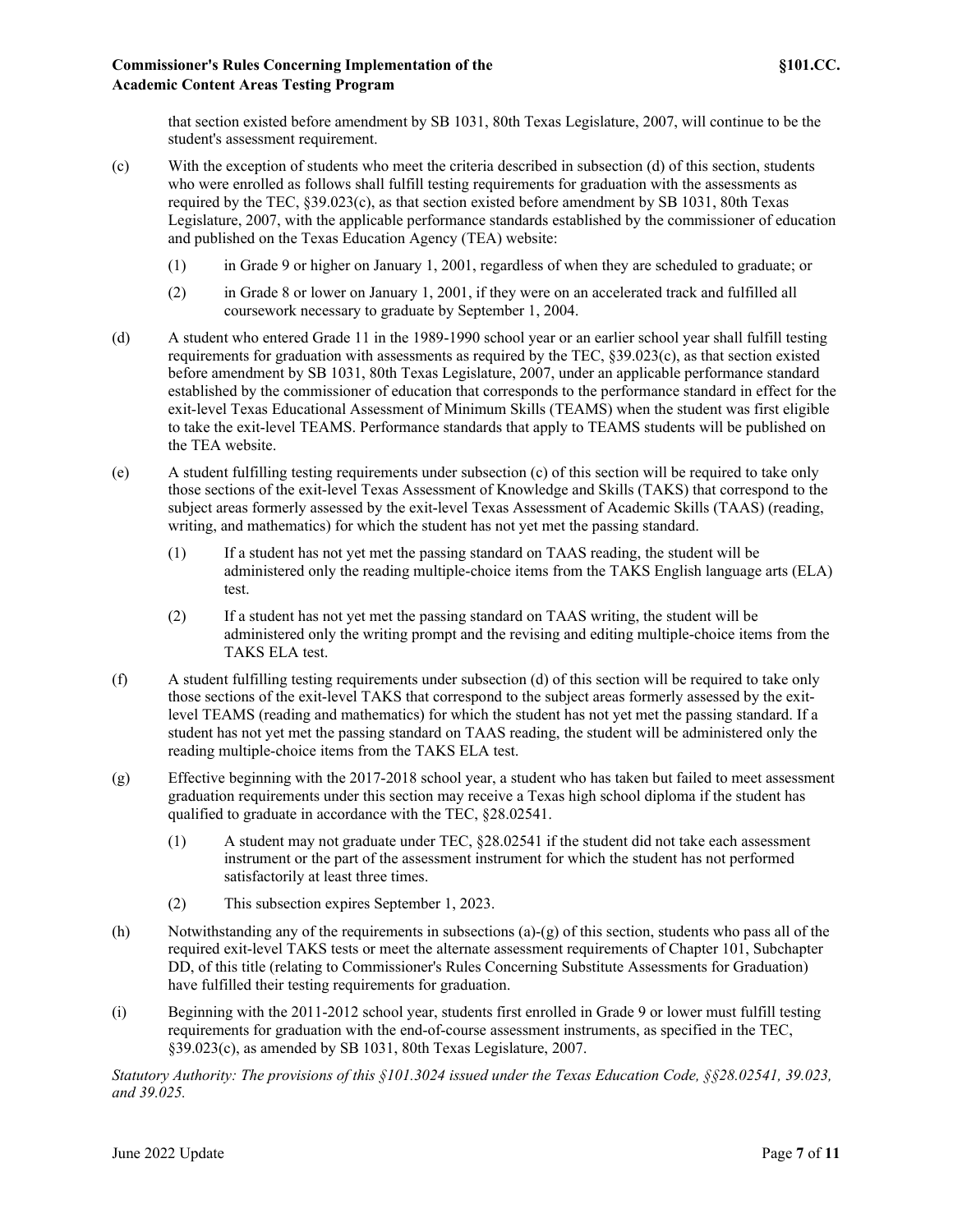that section existed before amendment by SB 1031, 80th Texas Legislature, 2007, will continue to be the student's assessment requirement.

(c) With the exception of students who meet the criteria described in subsection (d) of this section, students who were enrolled as follows shall fulfill testing requirements for graduation with the assessments as required by the TEC, §39.023(c), as that section existed before amendment by SB 1031, 80th Texas Legislature, 2007, with the applicable performance standards established by the commissioner of education and published on the Texas Education Agency (TEA) website:

  (1) in Grade 9 or higher on January 1, 2001, regardless of when they are scheduled to graduate; or

  (2) in Grade 8 or lower on January 1, 2001, if they were on an accelerated track and fulfilled all coursework necessary to graduate by September 1, 2004.

(d) A student who entered Grade 11 in the 1989-1990 school year or an earlier school year shall fulfill testing requirements for graduation with assessments as required by the TEC, §39.023(c), as that section existed before amendment by SB 1031, 80th Texas Legislature, 2007, under an applicable performance standard established by the commissioner of education that corresponds to the performance standard in effect for the exit-level Texas Educational Assessment of Minimum Skills (TEAMS) when the student was first eligible to take the exit-level TEAMS. Performance standards that apply to TEAMS students will be published on the TEA website.

(e) A student fulfilling testing requirements under subsection (c) of this section will be required to take only those sections of the exit-level Texas Assessment of Knowledge and Skills (TAKS) that correspond to the subject areas formerly assessed by the exit-level Texas Assessment of Academic Skills (TAAS) (reading, writing, and mathematics) for which the student has not yet met the passing standard.

  (1) If a student has not yet met the passing standard on TAAS reading, the student will be administered only the reading multiple-choice items from the TAKS English language arts (ELA) test.

  (2) If a student has not yet met the passing standard on TAAS writing, the student will be administered only the writing prompt and the revising and editing multiple-choice items from the TAKS ELA test.

(f) A student fulfilling testing requirements under subsection (d) of this section will be required to take only those sections of the exit-level TAKS that correspond to the subject areas formerly assessed by the exit-level TEAMS (reading and mathematics) for which the student has not yet met the passing standard. If a student has not yet met the passing standard on TAAS reading, the student will be administered only the reading multiple-choice items from the TAKS ELA test.

(g) Effective beginning with the 2017-2018 school year, a student who has taken but failed to meet assessment graduation requirements under this section may receive a Texas high school diploma if the student has qualified to graduate in accordance with the TEC, §28.02541.

  (1) A student may not graduate under TEC, §28.02541 if the student did not take each assessment instrument or the part of the assessment instrument for which the student has not performed satisfactorily at least three times.

  (2) This subsection expires September 1, 2023.

(h) Notwithstanding any of the requirements in subsections (a)-(g) of this section, students who pass all of the required exit-level TAKS tests or meet the alternate assessment requirements of Chapter 101, Subchapter DD, of this title (relating to Commissioner's Rules Concerning Substitute Assessments for Graduation) have fulfilled their testing requirements for graduation.

(i) Beginning with the 2011-2012 school year, students first enrolled in Grade 9 or lower must fulfill testing requirements for graduation with the end-of-course assessment instruments, as specified in the TEC, §39.023(c), as amended by SB 1031, 80th Texas Legislature, 2007.

*Statutory Authority: The provisions of this §101.3024 issued under the Texas Education Code, §§28.02541, 39.023, and 39.025.*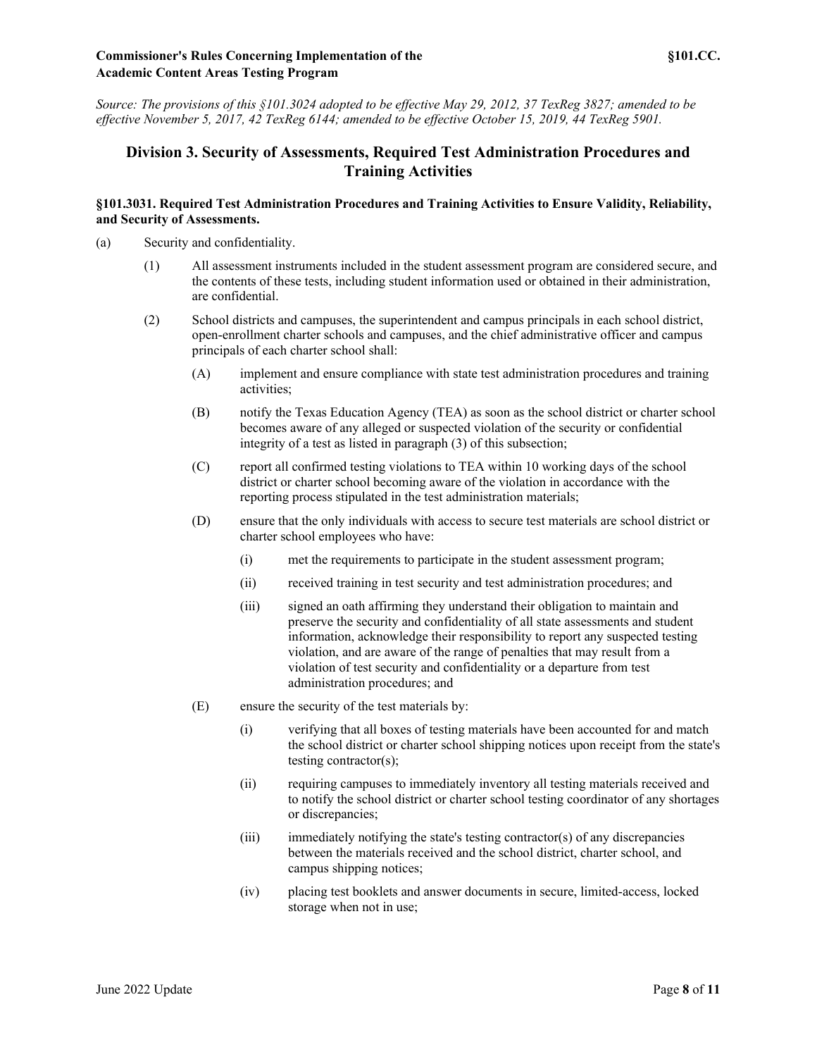*Source: The provisions of this §101.3024 adopted to be effective May 29, 2012, 37 TexReg 3827; amended to be effective November 5, 2017, 42 TexReg 6144; amended to be effective October 15, 2019, 44 TexReg 5901.*

## Division 3. Security of Assessments, Required Test Administration Procedures and Training Activities

### §101.3031. Required Test Administration Procedures and Training Activities to Ensure Validity, Reliability, and Security of Assessments.

(a) Security and confidentiality.

(1) All assessment instruments included in the student assessment program are considered secure, and the contents of these tests, including student information used or obtained in their administration, are confidential.

(2) School districts and campuses, the superintendent and campus principals in each school district, open-enrollment charter schools and campuses, and the chief administrative officer and campus principals of each charter school shall:

(A) implement and ensure compliance with state test administration procedures and training activities;

(B) notify the Texas Education Agency (TEA) as soon as the school district or charter school becomes aware of any alleged or suspected violation of the security or confidential integrity of a test as listed in paragraph (3) of this subsection;

(C) report all confirmed testing violations to TEA within 10 working days of the school district or charter school becoming aware of the violation in accordance with the reporting process stipulated in the test administration materials;

(D) ensure that the only individuals with access to secure test materials are school district or charter school employees who have:

(i) met the requirements to participate in the student assessment program;

(ii) received training in test security and test administration procedures; and

(iii) signed an oath affirming they understand their obligation to maintain and preserve the security and confidentiality of all state assessments and student information, acknowledge their responsibility to report any suspected testing violation, and are aware of the range of penalties that may result from a violation of test security and confidentiality or a departure from test administration procedures; and

(E) ensure the security of the test materials by:

(i) verifying that all boxes of testing materials have been accounted for and match the school district or charter school shipping notices upon receipt from the state's testing contractor(s);

(ii) requiring campuses to immediately inventory all testing materials received and to notify the school district or charter school testing coordinator of any shortages or discrepancies;

(iii) immediately notifying the state's testing contractor(s) of any discrepancies between the materials received and the school district, charter school, and campus shipping notices;

(iv) placing test booklets and answer documents in secure, limited-access, locked storage when not in use;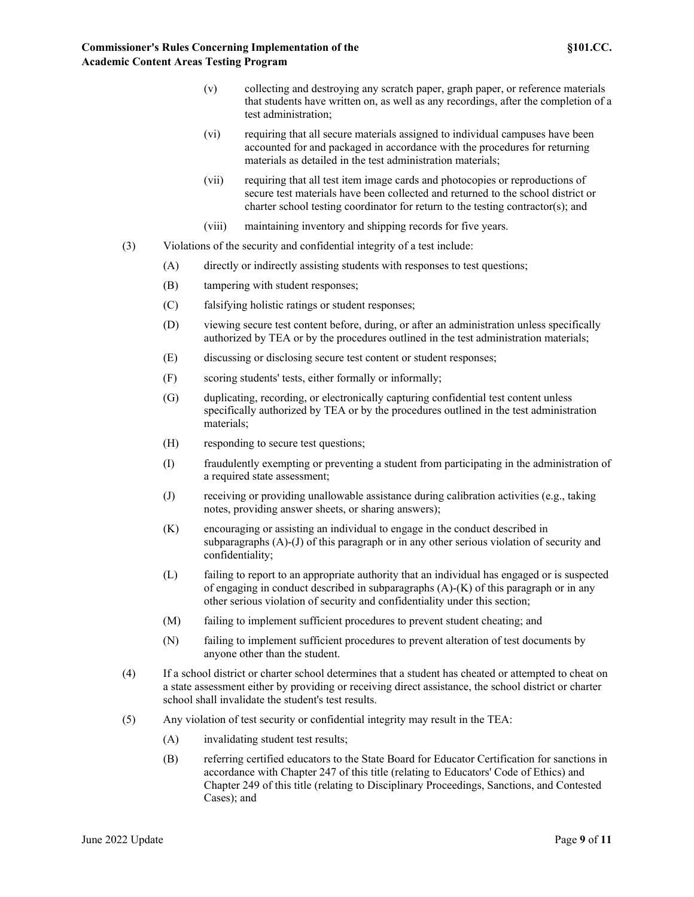(v) collecting and destroying any scratch paper, graph paper, or reference materials that students have written on, as well as any recordings, after the completion of a test administration;

(vi) requiring that all secure materials assigned to individual campuses have been accounted for and packaged in accordance with the procedures for returning materials as detailed in the test administration materials;

(vii) requiring that all test item image cards and photocopies or reproductions of secure test materials have been collected and returned to the school district or charter school testing coordinator for return to the testing contractor(s); and

(viii) maintaining inventory and shipping records for five years.

(3) Violations of the security and confidential integrity of a test include:

(A) directly or indirectly assisting students with responses to test questions;

(B) tampering with student responses;

(C) falsifying holistic ratings or student responses;

(D) viewing secure test content before, during, or after an administration unless specifically authorized by TEA or by the procedures outlined in the test administration materials;

(E) discussing or disclosing secure test content or student responses;

(F) scoring students' tests, either formally or informally;

(G) duplicating, recording, or electronically capturing confidential test content unless specifically authorized by TEA or by the procedures outlined in the test administration materials;

(H) responding to secure test questions;

(I) fraudulently exempting or preventing a student from participating in the administration of a required state assessment;

(J) receiving or providing unallowable assistance during calibration activities (e.g., taking notes, providing answer sheets, or sharing answers);

(K) encouraging or assisting an individual to engage in the conduct described in subparagraphs (A)-(J) of this paragraph or in any other serious violation of security and confidentiality;

(L) failing to report to an appropriate authority that an individual has engaged or is suspected of engaging in conduct described in subparagraphs (A)-(K) of this paragraph or in any other serious violation of security and confidentiality under this section;

(M) failing to implement sufficient procedures to prevent student cheating; and

(N) failing to implement sufficient procedures to prevent alteration of test documents by anyone other than the student.

(4) If a school district or charter school determines that a student has cheated or attempted to cheat on a state assessment either by providing or receiving direct assistance, the school district or charter school shall invalidate the student's test results.

(5) Any violation of test security or confidential integrity may result in the TEA:

(A) invalidating student test results;

(B) referring certified educators to the State Board for Educator Certification for sanctions in accordance with Chapter 247 of this title (relating to Educators' Code of Ethics) and Chapter 249 of this title (relating to Disciplinary Proceedings, Sanctions, and Contested Cases); and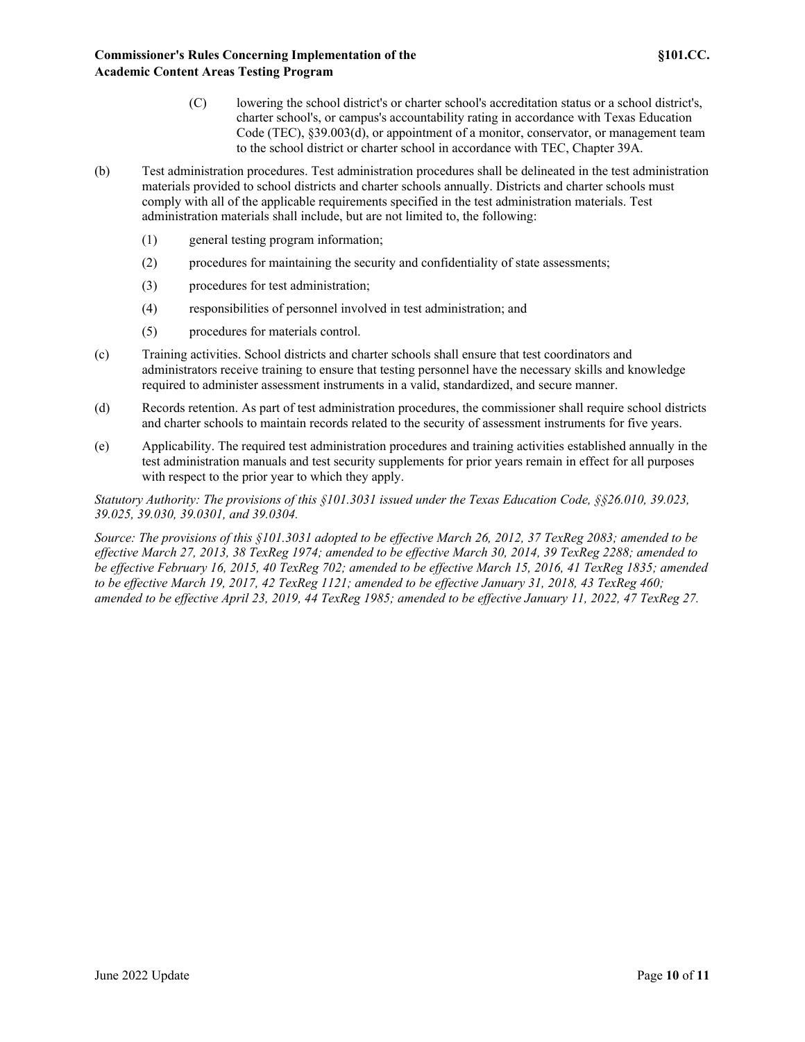(C) lowering the school district's or charter school's accreditation status or a school district's, charter school's, or campus's accountability rating in accordance with Texas Education Code (TEC), §39.003(d), or appointment of a monitor, conservator, or management team to the school district or charter school in accordance with TEC, Chapter 39A.

(b) Test administration procedures. Test administration procedures shall be delineated in the test administration materials provided to school districts and charter schools annually. Districts and charter schools must comply with all of the applicable requirements specified in the test administration materials. Test administration materials shall include, but are not limited to, the following:

(1) general testing program information;

(2) procedures for maintaining the security and confidentiality of state assessments;

(3) procedures for test administration;

(4) responsibilities of personnel involved in test administration; and

(5) procedures for materials control.

(c) Training activities. School districts and charter schools shall ensure that test coordinators and administrators receive training to ensure that testing personnel have the necessary skills and knowledge required to administer assessment instruments in a valid, standardized, and secure manner.

(d) Records retention. As part of test administration procedures, the commissioner shall require school districts and charter schools to maintain records related to the security of assessment instruments for five years.

(e) Applicability. The required test administration procedures and training activities established annually in the test administration manuals and test security supplements for prior years remain in effect for all purposes with respect to the prior year to which they apply.

*Statutory Authority: The provisions of this §101.3031 issued under the Texas Education Code, §§26.010, 39.023, 39.025, 39.030, 39.0301, and 39.0304.*

*Source: The provisions of this §101.3031 adopted to be effective March 26, 2012, 37 TexReg 2083; amended to be effective March 27, 2013, 38 TexReg 1974; amended to be effective March 30, 2014, 39 TexReg 2288; amended to be effective February 16, 2015, 40 TexReg 702; amended to be effective March 15, 2016, 41 TexReg 1835; amended to be effective March 19, 2017, 42 TexReg 1121; amended to be effective January 31, 2018, 43 TexReg 460; amended to be effective April 23, 2019, 44 TexReg 1985; amended to be effective January 11, 2022, 47 TexReg 27.*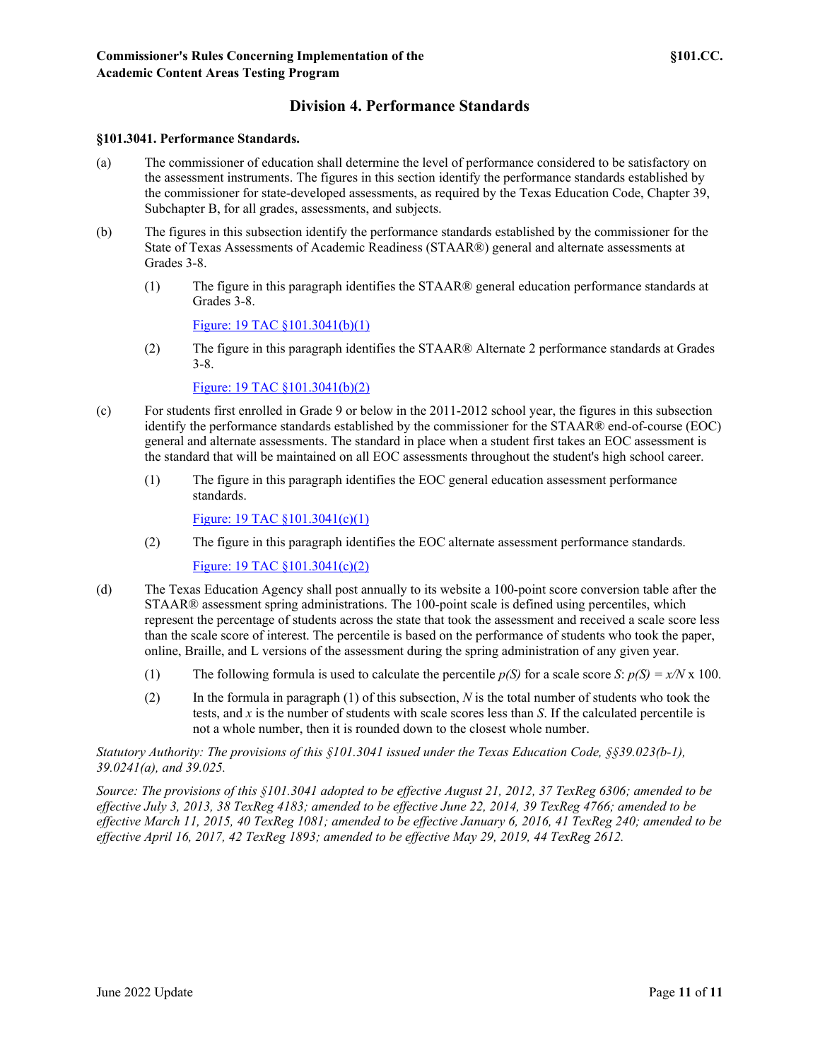## Division 4. Performance Standards

### §101.3041. Performance Standards.

(a) The commissioner of education shall determine the level of performance considered to be satisfactory on the assessment instruments. The figures in this section identify the performance standards established by the commissioner for state-developed assessments, as required by the Texas Education Code, Chapter 39, Subchapter B, for all grades, assessments, and subjects.

(b) The figures in this subsection identify the performance standards established by the commissioner for the State of Texas Assessments of Academic Readiness (STAAR®) general and alternate assessments at Grades 3-8.

(1) The figure in this paragraph identifies the STAAR® general education performance standards at Grades 3-8.

Figure: 19 TAC §101.3041(b)(1)

(2) The figure in this paragraph identifies the STAAR® Alternate 2 performance standards at Grades 3-8.

Figure: 19 TAC §101.3041(b)(2)

(c) For students first enrolled in Grade 9 or below in the 2011-2012 school year, the figures in this subsection identify the performance standards established by the commissioner for the STAAR® end-of-course (EOC) general and alternate assessments. The standard in place when a student first takes an EOC assessment is the standard that will be maintained on all EOC assessments throughout the student's high school career.

(1) The figure in this paragraph identifies the EOC general education assessment performance standards.

Figure: 19 TAC §101.3041(c)(1)

(2) The figure in this paragraph identifies the EOC alternate assessment performance standards.

Figure: 19 TAC §101.3041(c)(2)

(d) The Texas Education Agency shall post annually to its website a 100-point score conversion table after the STAAR® assessment spring administrations. The 100-point scale is defined using percentiles, which represent the percentage of students across the state that took the assessment and received a scale score less than the scale score of interest. The percentile is based on the performance of students who took the paper, online, Braille, and L versions of the assessment during the spring administration of any given year.

(1) The following formula is used to calculate the percentile $p(S)$ for a scale score $S$: $p(S) = x/N \times 100$.

(2) In the formula in paragraph (1) of this subsection, $N$ is the total number of students who took the tests, and $x$ is the number of students with scale scores less than $S$. If the calculated percentile is not a whole number, then it is rounded down to the closest whole number.

*Statutory Authority: The provisions of this §101.3041 issued under the Texas Education Code, §§39.023(b-1), 39.0241(a), and 39.025.*

*Source: The provisions of this §101.3041 adopted to be effective August 21, 2012, 37 TexReg 6306; amended to be effective July 3, 2013, 38 TexReg 4183; amended to be effective June 22, 2014, 39 TexReg 4766; amended to be effective March 11, 2015, 40 TexReg 1081; amended to be effective January 6, 2016, 41 TexReg 240; amended to be effective April 16, 2017, 42 TexReg 1893; amended to be effective May 29, 2019, 44 TexReg 2612.*